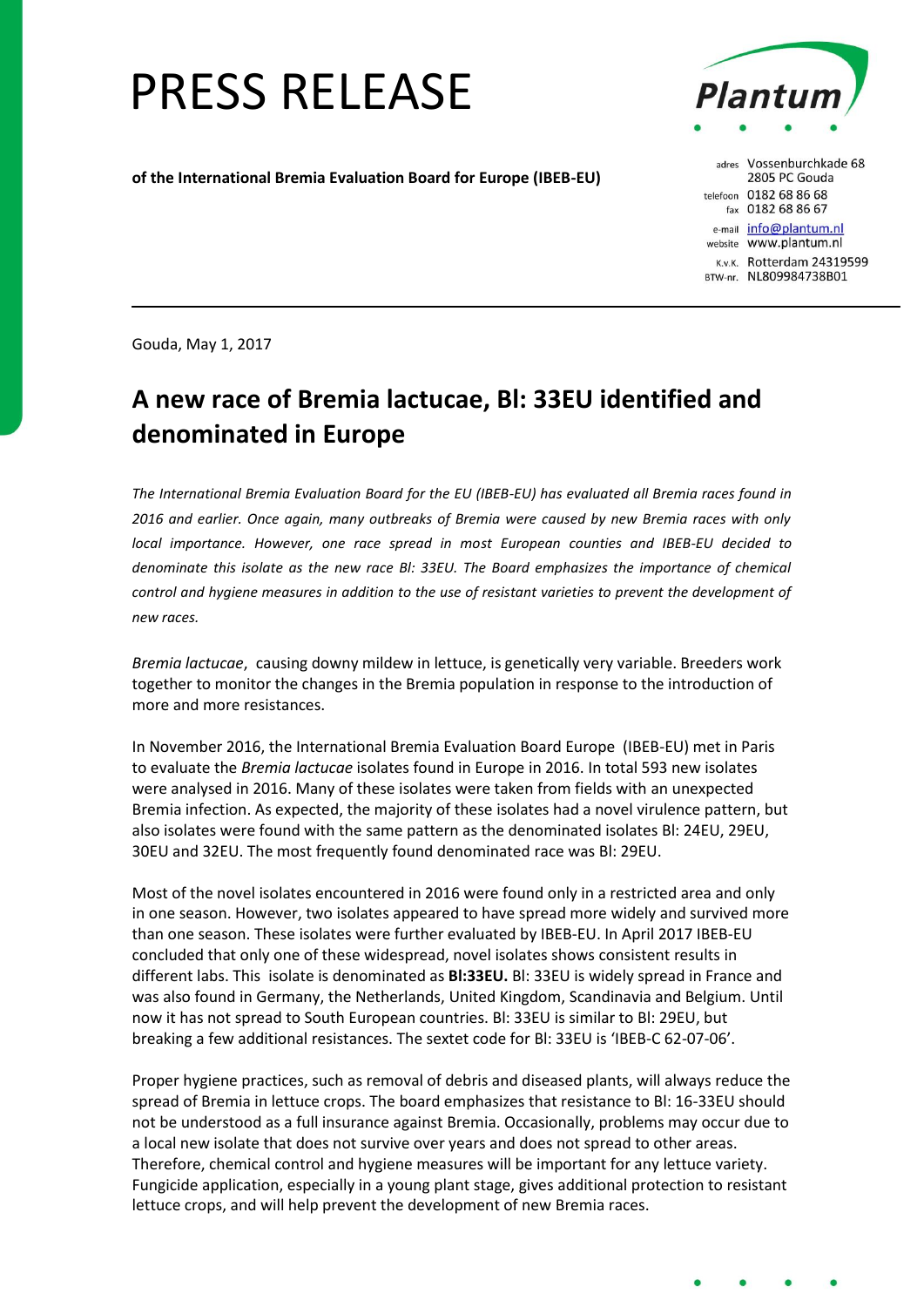# PRESS RELEASE

**of the International Bremia Evaluation Board for Europe (IBEB-EU)**

Plantum

adres Vossenburchkade 68
2805 PC Gouda
telefoon 0182 68 86 68
fax 0182 68 86 67
e-mail info@plantum.nl
website www.plantum.nl
K.v.K. Rotterdam 24319599
BTW-nr. NL809984738B01

---

Gouda, May 1, 2017

## A new race of Bremia lactucae, Bl: 33EU identified and denominated in Europe

*The International Bremia Evaluation Board for the EU (IBEB-EU) has evaluated all Bremia races found in 2016 and earlier. Once again, many outbreaks of Bremia were caused by new Bremia races with only local importance. However, one race spread in most European counties and IBEB-EU decided to denominate this isolate as the new race Bl: 33EU. The Board emphasizes the importance of chemical control and hygiene measures in addition to the use of resistant varieties to prevent the development of new races.*

*Bremia lactucae*, causing downy mildew in lettuce, is genetically very variable. Breeders work together to monitor the changes in the Bremia population in response to the introduction of more and more resistances.

In November 2016, the International Bremia Evaluation Board Europe (IBEB-EU) met in Paris to evaluate the *Bremia lactucae* isolates found in Europe in 2016. In total 593 new isolates were analysed in 2016. Many of these isolates were taken from fields with an unexpected Bremia infection. As expected, the majority of these isolates had a novel virulence pattern, but also isolates were found with the same pattern as the denominated isolates Bl: 24EU, 29EU, 30EU and 32EU. The most frequently found denominated race was Bl: 29EU.

Most of the novel isolates encountered in 2016 were found only in a restricted area and only in one season. However, two isolates appeared to have spread more widely and survived more than one season. These isolates were further evaluated by IBEB-EU. In April 2017 IBEB-EU concluded that only one of these widespread, novel isolates shows consistent results in different labs. This isolate is denominated as **Bl:33EU.** Bl: 33EU is widely spread in France and was also found in Germany, the Netherlands, United Kingdom, Scandinavia and Belgium. Until now it has not spread to South European countries. Bl: 33EU is similar to Bl: 29EU, but breaking a few additional resistances. The sextet code for Bl: 33EU is 'IBEB-C 62-07-06'.

Proper hygiene practices, such as removal of debris and diseased plants, will always reduce the spread of Bremia in lettuce crops. The board emphasizes that resistance to Bl: 16-33EU should not be understood as a full insurance against Bremia. Occasionally, problems may occur due to a local new isolate that does not survive over years and does not spread to other areas. Therefore, chemical control and hygiene measures will be important for any lettuce variety. Fungicide application, especially in a young plant stage, gives additional protection to resistant lettuce crops, and will help prevent the development of new Bremia races.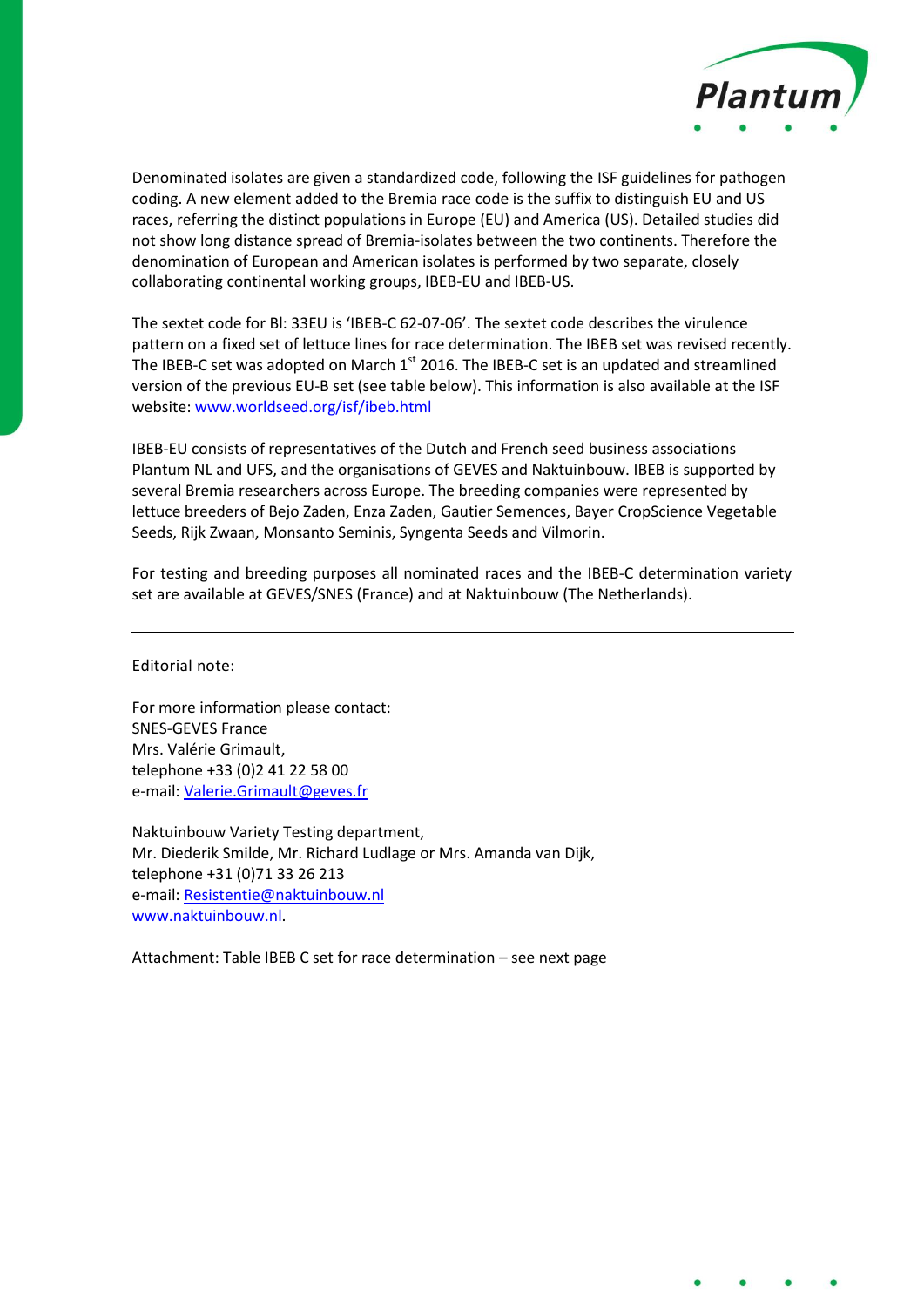Denominated isolates are given a standardized code, following the ISF guidelines for pathogen coding. A new element added to the Bremia race code is the suffix to distinguish EU and US races, referring the distinct populations in Europe (EU) and America (US). Detailed studies did not show long distance spread of Bremia-isolates between the two continents. Therefore the denomination of European and American isolates is performed by two separate, closely collaborating continental working groups, IBEB-EU and IBEB-US.

The sextet code for Bl: 33EU is 'IBEB-C 62-07-06'. The sextet code describes the virulence pattern on a fixed set of lettuce lines for race determination. The IBEB set was revised recently. The IBEB-C set was adopted on March 1st 2016. The IBEB-C set is an updated and streamlined version of the previous EU-B set (see table below). This information is also available at the ISF website: www.worldseed.org/isf/ibeb.html

IBEB-EU consists of representatives of the Dutch and French seed business associations Plantum NL and UFS, and the organisations of GEVES and Naktuinbouw. IBEB is supported by several Bremia researchers across Europe. The breeding companies were represented by lettuce breeders of Bejo Zaden, Enza Zaden, Gautier Semences, Bayer CropScience Vegetable Seeds, Rijk Zwaan, Monsanto Seminis, Syngenta Seeds and Vilmorin.

For testing and breeding purposes all nominated races and the IBEB-C determination variety set are available at GEVES/SNES (France) and at Naktuinbouw (The Netherlands).

---

Editorial note:

For more information please contact:
SNES-GEVES France
Mrs. Valérie Grimault,
telephone +33 (0)2 41 22 58 00
e-mail: Valerie.Grimault@geves.fr

Naktuinbouw Variety Testing department,
Mr. Diederik Smilde, Mr. Richard Ludlage or Mrs. Amanda van Dijk,
telephone +31 (0)71 33 26 213
e-mail: Resistentie@naktuinbouw.nl
www.naktuinbouw.nl.

Attachment: Table IBEB C set for race determination – see next page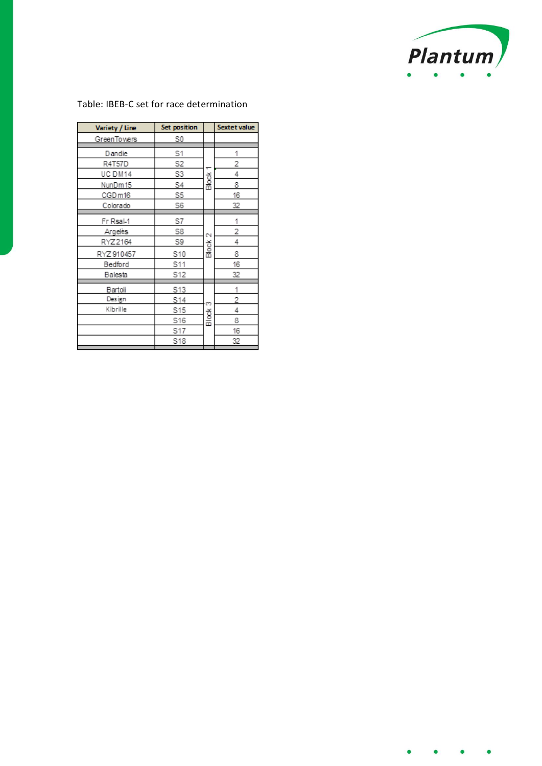Table: IBEB-C set for race determination

| Variety / Line | Set position | | Sextet value |
|---|---|---|---|
| GreenTowers | S0 | | |
| Dandie | S1 | Block 1 | 1 |
| R4T57D | S2 | | 2 |
| UC DM14 | S3 | | 4 |
| NunDm15 | S4 | | 8 |
| CGDm16 | S5 | | 16 |
| Colorado | S6 | | 32 |
| Fr Rsal-1 | S7 | Block 2 | 1 |
| Argelès | S8 | | 2 |
| RYZ2164 | S9 | | 4 |
| RYZ 910457 | S10 | | 8 |
| Bedford | S11 | | 16 |
| Balesta | S12 | | 32 |
| Bartoli | S13 | Block 3 | 1 |
| Design | S14 | | 2 |
| Kibrille | S15 | | 4 |
| | S16 | | 8 |
| | S17 | | 16 |
| | S18 | | 32 |